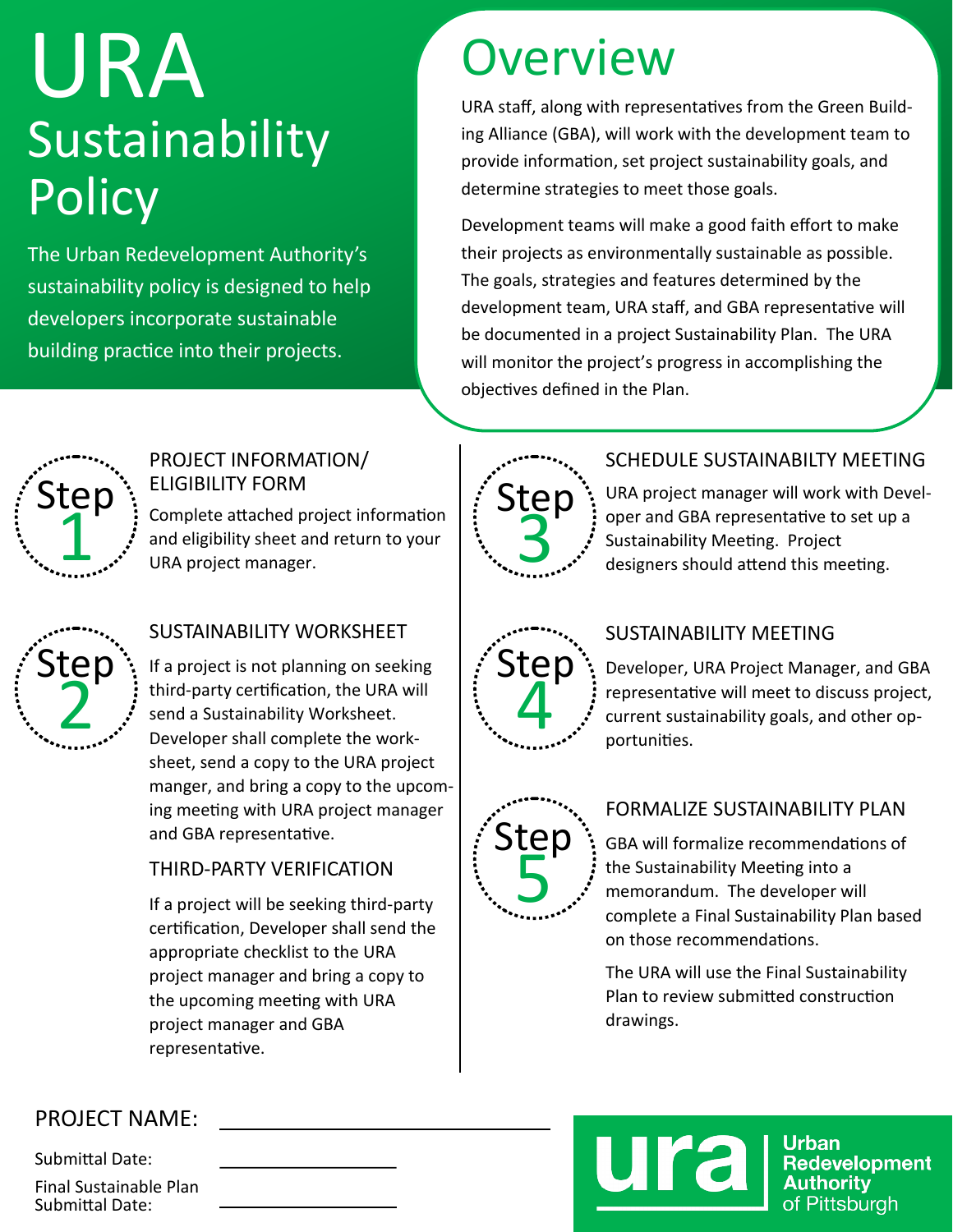# URA Sustainability Policy

The Urban Redevelopment Authority's sustainability policy is designed to help developers incorporate sustainable building practice into their projects.

## Overview

URA staff, along with representatives from the Green Building Alliance (GBA), will work with the development team to provide information, set project sustainability goals, and determine strategies to meet those goals.

Development teams will make a good faith effort to make their projects as environmentally sustainable as possible. The goals, strategies and features determined by the development team, URA staff, and GBA representative will be documented in a project Sustainability Plan. The URA will monitor the project's progress in accomplishing the objectives defined in the Plan.

### Step 1 — PROJECT INFORMATION/ ELIGIBILITY FORM

Complete attached project information and eligibility sheet and return to your URA project manager.

### Step 2 — SUSTAINABILITY WORKSHEET

If a project is not planning on seeking third-party certification, the URA will send a Sustainability Worksheet. Developer shall complete the worksheet, send a copy to the URA project manger, and bring a copy to the upcoming meeting with URA project manager and GBA representative.

#### THIRD-PARTY VERIFICATION

If a project will be seeking third-party certification, Developer shall send the appropriate checklist to the URA project manager and bring a copy to the upcoming meeting with URA project manager and GBA representative.

### Step 3 — SCHEDULE SUSTAINABILTY MEETING

URA project manager will work with Developer and GBA representative to set up a Sustainability Meeting. Project designers should attend this meeting.

### Step 4 — SUSTAINABILITY MEETING

Developer, URA Project Manager, and GBA representative will meet to discuss project, current sustainability goals, and other opportunities.

### Step 5 — FORMALIZE SUSTAINABILITY PLAN

GBA will formalize recommendations of the Sustainability Meeting into a memorandum. The developer will complete a Final Sustainability Plan based on those recommendations.

The URA will use the Final Sustainability Plan to review submitted construction drawings.

PROJECT NAME: ______________________________

Submittal Date: ________________

Final Sustainable Plan Submittal Date: ________________

**ura** Urban Redevelopment Authority of Pittsburgh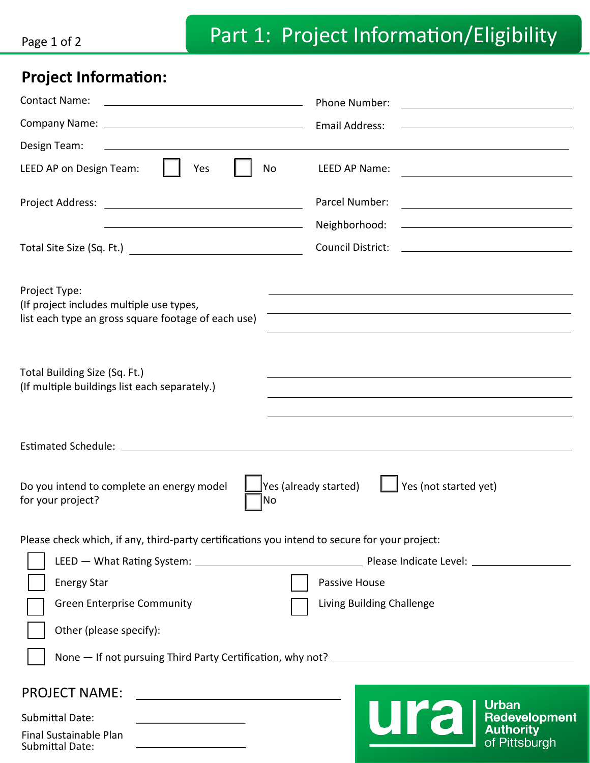# Part 1: Project Information/Eligibility

## Project Information:

Contact Name: ______________________ Phone Number: ______________________

Company Name: ______________________ Email Address: ______________________

Design Team: ______________________

LEED AP on Design Team: ☐ Yes ☐ No LEED AP Name: ______________________

Project Address: ______________________ Parcel Number: ______________________

______________________ Neighborhood: ______________________

Total Site Size (Sq. Ft.) ______________________ Council District: ______________________

Project Type:
(If project includes multiple use types, list each type an gross square footage of each use)
______________________
______________________
______________________

Total Building Size (Sq. Ft.)
(If multiple buildings list each separately.)
______________________
______________________
______________________

Estimated Schedule: ______________________

Do you intend to complete an energy model for your project? ☐ Yes (already started) ☐ Yes (not started yet) ☐ No

Please check which, if any, third-party certifications you intend to secure for your project:

- ☐ LEED — What Rating System: ______________________ Please Indicate Level: ______________
- ☐ Energy Star
- ☐ Passive House
- ☐ Green Enterprise Community
- ☐ Living Building Challenge
- ☐ Other (please specify):
- ☐ None — If not pursuing Third Party Certification, why not? ______________________

PROJECT NAME: ______________________

Submittal Date: ______________

Final Sustainable Plan Submittal Date: ______________

ura Urban Redevelopment Authority of Pittsburgh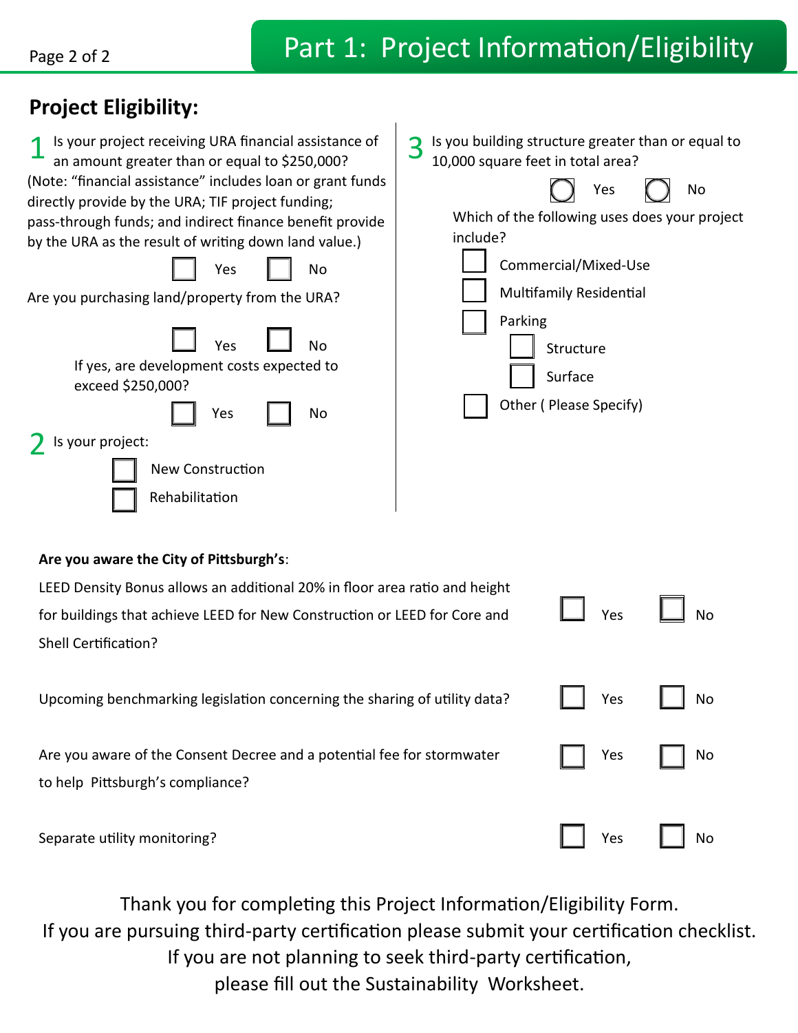# Part 1: Project Information/Eligibility

## Project Eligibility:

**1** Is your project receiving URA financial assistance of an amount greater than or equal to $250,000? (Note: "financial assistance" includes loan or grant funds directly provide by the URA; TIF project funding; pass-through funds; and indirect finance benefit provide by the URA as the result of writing down land value.)

☐ Yes ☐ No

Are you purchasing land/property from the URA?

☐ Yes ☐ No

If yes, are development costs expected to exceed $250,000?

☐ Yes ☐ No

**2** Is your project:

☐ New Construction

☐ Rehabilitation

**3** Is you building structure greater than or equal to 10,000 square feet in total area?

◯ Yes ◯ No

Which of the following uses does your project include?

☐ Commercial/Mixed-Use

☐ Multifamily Residential

☐ Parking

- ☐ Structure
- ☐ Surface

☐ Other ( Please Specify)

**Are you aware the City of Pittsburgh's**:

LEED Density Bonus allows an additional 20% in floor area ratio and height for buildings that achieve LEED for New Construction or LEED for Core and Shell Certification? ☐ Yes ☐ No

Upcoming benchmarking legislation concerning the sharing of utility data? ☐ Yes ☐ No

Are you aware of the Consent Decree and a potential fee for stormwater to help Pittsburgh's compliance? ☐ Yes ☐ No

Separate utility monitoring? ☐ Yes ☐ No

Thank you for completing this Project Information/Eligibility Form.
If you are pursuing third-party certification please submit your certification checklist.
If you are not planning to seek third-party certification,
please fill out the Sustainability Worksheet.